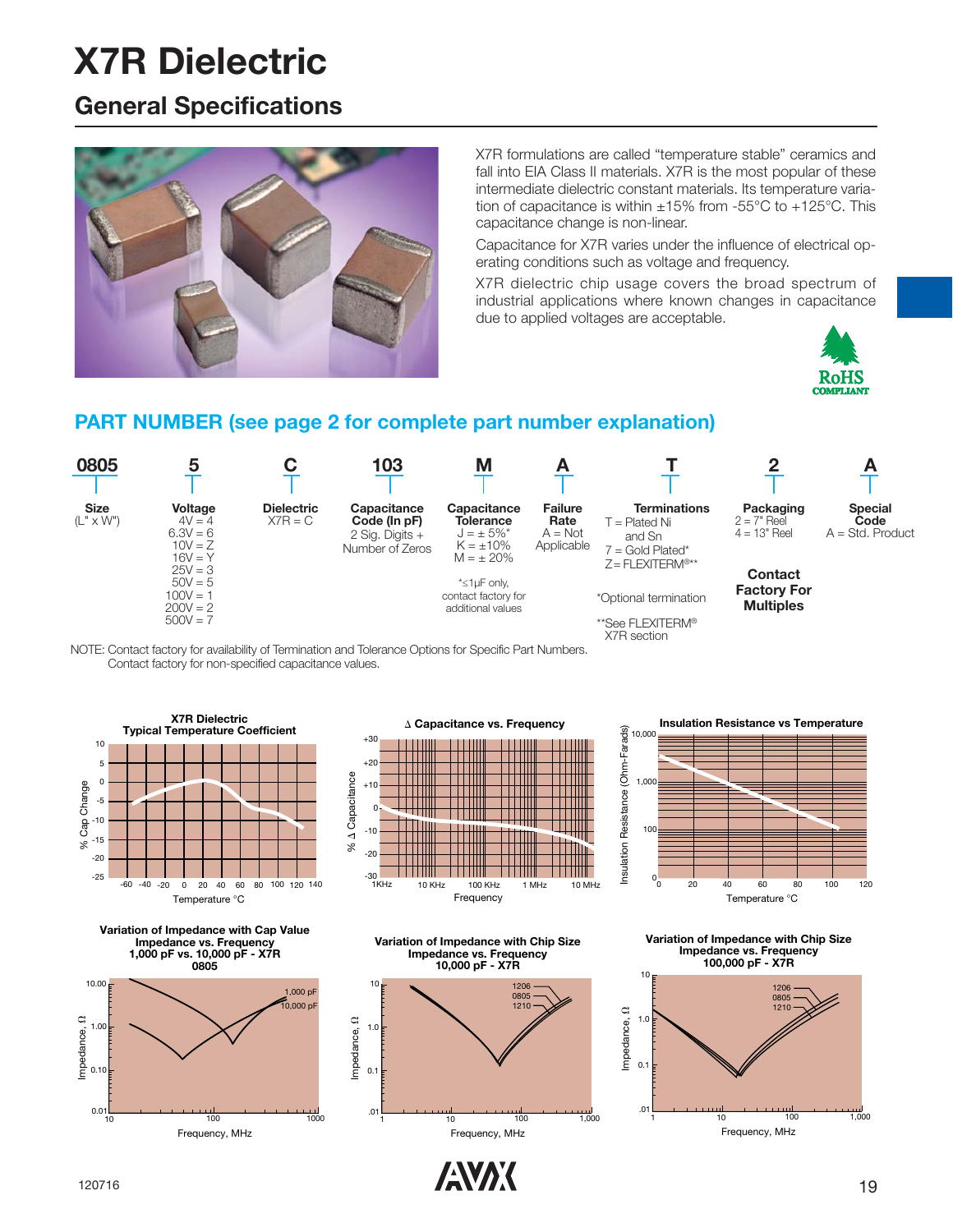# X7R Dielectric

## General Specifications

X7R formulations are called "temperature stable" ceramics and fall into EIA Class II materials. X7R is the most popular of these intermediate dielectric constant materials. Its temperature variation of capacitance is within ±15% from -55°C to +125°C. This capacitance change is non-linear.

Capacitance for X7R varies under the influence of electrical operating conditions such as voltage and frequency.

X7R dielectric chip usage covers the broad spectrum of industrial applications where known changes in capacitance due to applied voltages are acceptable.

RoHS COMPLIANT

### PART NUMBER (see page 2 for complete part number explanation)

| 0805 | 5 | C | 103 | M | A | T | 2 | A |
|---|---|---|---|---|---|---|---|---|
| **Size** (L" x W") | **Voltage** 4V = 4, 6.3V = 6, 10V = Z, 16V = Y, 25V = 3, 50V = 5, 100V = 1, 200V = 2, 500V = 7 | **Dielectric** X7R = C | **Capacitance Code (In pF)** 2 Sig. Digits + Number of Zeros | **Capacitance Tolerance** J = ± 5%*, K = ±10%, M = ± 20%; *≤1µF only, contact factory for additional values | **Failure Rate** A = Not Applicable | **Terminations** T = Plated Ni and Sn, 7 = Gold Plated*, Z= FLEXITERM®**; *Optional termination; **See FLEXITERM® X7R section | **Packaging** 2 = 7" Reel, 4 = 13" Reel; **Contact Factory For Multiples** | **Special Code** A = Std. Product |

NOTE: Contact factory for availability of Termination and Tolerance Options for Specific Part Numbers.
Contact factory for non-specified capacitance values.

**X7R Dielectric Typical Temperature Coefficient**
(% Cap Change vs. Temperature °C)

**Δ Capacitance vs. Frequency**
(% Δ Capacitance vs. Frequency)

**Insulation Resistance vs Temperature**
(Insulation Resistance (Ohm-Farads) vs. Temperature °C)

**Variation of Impedance with Cap Value Impedance vs. Frequency 1,000 pF vs. 10,000 pF - X7R 0805**
(Impedance, Ω vs. Frequency, MHz; curves: 1,000 pF, 10,000 pF)

**Variation of Impedance with Chip Size Impedance vs. Frequency 10,000 pF - X7R**
(Impedance, Ω vs. Frequency, MHz; curves: 1206, 0805, 1210)

**Variation of Impedance with Chip Size Impedance vs. Frequency 100,000 pF - X7R**
(Impedance, Ω vs. Frequency, MHz; curves: 1206, 0805, 1210)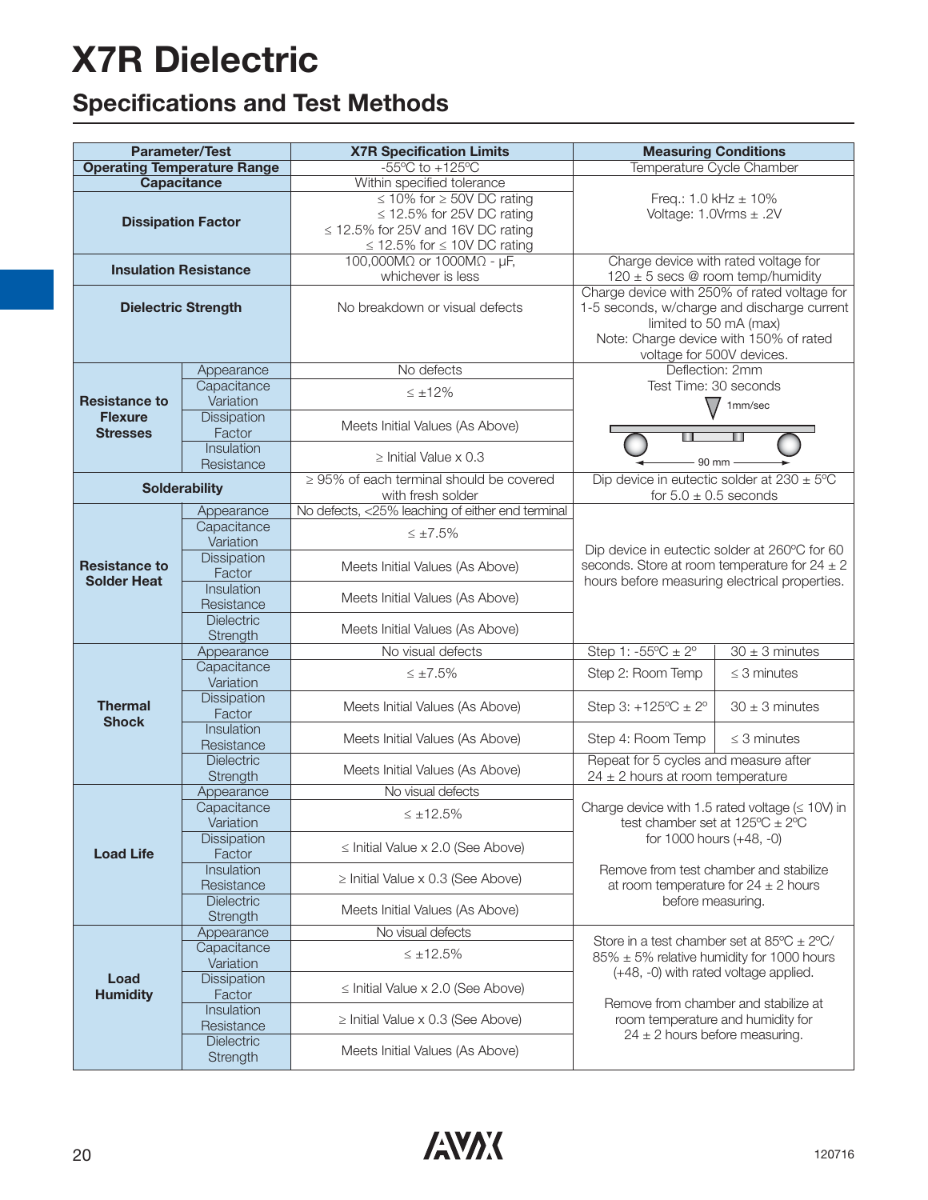# X7R Dielectric

## Specifications and Test Methods

| Parameter/Test | | X7R Specification Limits | Measuring Conditions | |
|---|---|---|---|---|
| Operating Temperature Range | | -55ºC to +125ºC | Temperature Cycle Chamber | |
| Capacitance | | Within specified tolerance | Freq.: 1.0 kHz ± 10%<br>Voltage: 1.0Vrms ± .2V | |
| Dissipation Factor | | ≤ 10% for ≥ 50V DC rating<br>≤ 12.5% for 25V DC rating<br>≤ 12.5% for 25V and 16V DC rating<br>≤ 12.5% for ≤ 10V DC rating | | |
| Insulation Resistance | | 100,000MΩ or 1000MΩ - μF, whichever is less | Charge device with rated voltage for 120 ± 5 secs @ room temp/humidity | |
| Dielectric Strength | | No breakdown or visual defects | Charge device with 250% of rated voltage for 1-5 seconds, w/charge and discharge current limited to 50 mA (max)<br>Note: Charge device with 150% of rated voltage for 500V devices. | |
| Resistance to Flexure Stresses | Appearance | No defects | Deflection: 2mm<br>Test Time: 30 seconds<br>1mm/sec<br>90 mm | |
| | Capacitance Variation | ≤ ±12% | | |
| | Dissipation Factor | Meets Initial Values (As Above) | | |
| | Insulation Resistance | ≥ Initial Value x 0.3 | | |
| Solderability | | ≥ 95% of each terminal should be covered with fresh solder | Dip device in eutectic solder at 230 ± 5ºC for 5.0 ± 0.5 seconds | |
| Resistance to Solder Heat | Appearance | No defects, <25% leaching of either end terminal | Dip device in eutectic solder at 260ºC for 60 seconds. Store at room temperature for 24 ± 2 hours before measuring electrical properties. | |
| | Capacitance Variation | ≤ ±7.5% | | |
| | Dissipation Factor | Meets Initial Values (As Above) | | |
| | Insulation Resistance | Meets Initial Values (As Above) | | |
| | Dielectric Strength | Meets Initial Values (As Above) | | |
| Thermal Shock | Appearance | No visual defects | Step 1: -55ºC ± 2º | 30 ± 3 minutes |
| | Capacitance Variation | ≤ ±7.5% | Step 2: Room Temp | ≤ 3 minutes |
| | Dissipation Factor | Meets Initial Values (As Above) | Step 3: +125ºC ± 2º | 30 ± 3 minutes |
| | Insulation Resistance | Meets Initial Values (As Above) | Step 4: Room Temp | ≤ 3 minutes |
| | Dielectric Strength | Meets Initial Values (As Above) | Repeat for 5 cycles and measure after 24 ± 2 hours at room temperature | |
| Load Life | Appearance | No visual defects | Charge device with 1.5 rated voltage (≤ 10V) in test chamber set at 125ºC ± 2ºC for 1000 hours (+48, -0)<br>Remove from test chamber and stabilize at room temperature for 24 ± 2 hours before measuring. | |
| | Capacitance Variation | ≤ ±12.5% | | |
| | Dissipation Factor | ≤ Initial Value x 2.0 (See Above) | | |
| | Insulation Resistance | ≥ Initial Value x 0.3 (See Above) | | |
| | Dielectric Strength | Meets Initial Values (As Above) | | |
| Load Humidity | Appearance | No visual defects | Store in a test chamber set at 85ºC ± 2ºC/ 85% ± 5% relative humidity for 1000 hours (+48, -0) with rated voltage applied.<br>Remove from chamber and stabilize at room temperature and humidity for 24 ± 2 hours before measuring. | |
| | Capacitance Variation | ≤ ±12.5% | | |
| | Dissipation Factor | ≤ Initial Value x 2.0 (See Above) | | |
| | Insulation Resistance | ≥ Initial Value x 0.3 (See Above) | | |
| | Dielectric Strength | Meets Initial Values (As Above) | | |

120716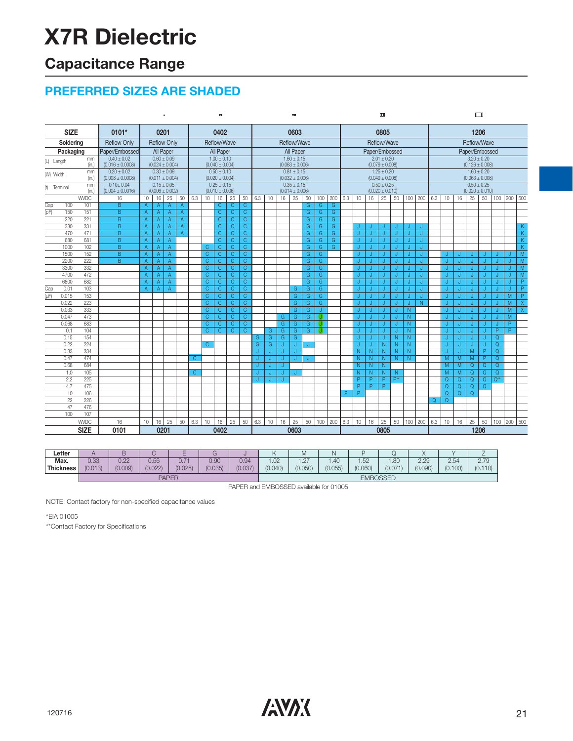# X7R Dielectric

## Capacitance Range

### PREFERRED SIZES ARE SHADED

| SIZE | | 0101* | 0201 | | | | 0402 | | | | | 0603 | | | | | | | 0805 | | | | | | | 1206 | | | | | | | |
|---|---|---|---|---|---|---|---|---|---|---|---|---|---|---|---|---|---|---|---|---|---|---|---|---|---|---|---|---|---|---|---|---|---|
| Soldering | | Reflow Only | Reflow Only | | | | Reflow/Wave | | | | | Reflow/Wave | | | | | | | Reflow/Wave | | | | | | | Reflow/Wave | | | | | | | |
| Packaging | | Paper/Embossed | All Paper | | | | All Paper | | | | | All Paper | | | | | | | Paper/Embossed | | | | | | | Paper/Embossed | | | | | | | |
| (L) Length | mm (in.) | 0.40 ± 0.02 (0.016 ± 0.0008) | 0.60 ± 0.09 (0.024 ± 0.004) | | | | 1.00 ± 0.10 (0.040 ± 0.004) | | | | | 1.60 ± 0.15 (0.063 ± 0.006) | | | | | | | 2.01 ± 0.20 (0.079 ± 0.008) | | | | | | | 3.20 ± 0.20 (0.126 ± 0.008) | | | | | | | |
| (W) Width | mm (in.) | 0.20 ± 0.02 (0.008 ± 0.0008) | 0.30 ± 0.09 (0.011 ± 0.004) | | | | 0.50 ± 0.10 (0.020 ± 0.004) | | | | | 0.81 ± 0.15 (0.032 ± 0.006) | | | | | | | 1.25 ± 0.20 (0.049 ± 0.008) | | | | | | | 1.60 ± 0.20 (0.063 ± 0.008) | | | | | | | |
| (t) Terminal | mm (in.) | 0.10± 0.04 (0.004 ± 0.0016) | 0.15 ± 0.05 (0.006 ± 0.002) | | | | 0.25 ± 0.15 (0.010 ± 0.006) | | | | | 0.35 ± 0.15 (0.014 ± 0.006) | | | | | | | 0.50 ± 0.25 (0.020 ± 0.010) | | | | | | | 0.50 ± 0.25 (0.020 ± 0.010) | | | | | | | |
| | WVDC | 16 | 10 | 16 | 25 | 50 | 6.3 | 10 | 16 | 25 | 50 | 6.3 | 10 | 16 | 25 | 50 | 100 | 200 | 6.3 | 10 | 16 | 25 | 50 | 100 | 200 | 6.3 | 10 | 16 | 25 | 50 | 100 | 200 | 500 |
| Cap (pF) 100 | 101 | B | A | A | A | A | | | C | C | C | | | | | G | G | G | | | | | | | | | | | | | | | |
| 150 | 151 | B | A | A | A | A | | | C | C | C | | | | | G | G | G | | | | | | | | | | | | | | | |
| 220 | 221 | B | A | A | A | A | | | C | C | C | | | | | G | G | G | | | | | | | | | | | | | | | |
| 330 | 331 | B | A | A | A | A | | | C | C | C | | | | | G | G | G | | J | J | J | J | J | J | | | | | | | | K |
| 470 | 471 | B | A | A | A | A | | | C | C | C | | | | | G | G | G | | J | J | J | J | J | J | | | | | | | | K |
| 680 | 681 | B | A | A | A | | | | C | C | C | | | | | G | G | G | | J | J | J | J | J | J | | | | | | | | K |
| 1000 | 102 | B | A | A | A | | | C | C | C | C | | | | | G | G | G | | J | J | J | J | J | J | | | | | | | | K |
| 1500 | 152 | B | A | A | A | | | C | C | C | C | | | | | G | G | | | J | J | J | J | J | J | | J | J | J | J | J | J | M |
| 2200 | 222 | B | A | A | A | | | C | C | C | C | | | | | G | G | | | J | J | J | J | J | J | | J | J | J | J | J | J | M |
| 3300 | 332 | | A | A | A | | | C | C | C | C | | | | | G | G | | | J | J | J | J | J | J | | J | J | J | J | J | J | M |
| 4700 | 472 | | A | A | A | | | C | C | C | C | | | | | G | G | | | J | J | J | J | J | J | | J | J | J | J | J | J | M |
| 6800 | 682 | | A | A | A | | | C | C | C | C | | | | | G | G | | | J | J | J | J | J | J | | J | J | J | J | J | J | P |
| Cap (μF) 0.01 | 103 | | A | A | A | | | C | C | C | C | | | | G | G | G | | | J | J | J | J | J | J | | J | J | J | J | J | J | P |
| 0.015 | 153 | | | | | | | C | C | C | C | | | | G | G | G | | | J | J | J | J | J | J | | J | J | J | J | J | M | P |
| 0.022 | 223 | | | | | | | C | C | C | C | | | | G | G | G | | | J | J | J | J | J | N | | J | J | J | J | J | M | X |
| 0.033 | 333 | | | | | | | C | C | C | C | | | | G | G | J | | | J | J | J | J | N | | | J | J | J | J | J | M | X |
| 0.047 | 473 | | | | | | | C | C | C | C | | | G | G | G | J | | | J | J | J | J | N | | | J | J | J | J | J | M | |
| 0.068 | 683 | | | | | | | C | C | C | C | | | G | G | G | J | | | J | J | J | J | N | | | J | J | J | J | J | P | |
| 0.1 | 104 | | | | | | | C | C | C | C | | G | G | G | G | J | | | J | J | J | J | N | | | J | J | J | J | P | P | |
| 0.15 | 154 | | | | | | | | | | | G | G | G | G | | | | | J | J | J | N | N | | | J | J | J | J | Q | | |
| 0.22 | 224 | | | | | | | C | | | | G | G | J | J | J | | | | J | J | N | N | N | | | J | J | J | J | Q | | |
| 0.33 | 334 | | | | | | | | | | | J | J | J | J | | | | | N | N | N | N | N | | | J | J | M | P | Q | | |
| 0.47 | 474 | | | | | | C | | | | | J | J | J | J | J | | | | N | N | N | N | N | | | M | M | M | P | Q | | |
| 0.68 | 684 | | | | | | | | | | | J | J | J | | | | | | N | N | N | | | | | M | M | Q | Q | Q | | |
| 1.0 | 105 | | | | | | C | | | | | J | J | J | J | | | | | N | N | N | N | | | | M | M | Q | Q | Q | | |
| 2.2 | 225 | | | | | | | | | | | J | J | J | | | | | | P | P | P | P** | | | | Q | Q | Q | Q | Q** | | |
| 4.7 | 475 | | | | | | | | | | | | | | | | | | | P | P | P | | | | | Q | Q | Q | Q | | | |
| 10 | 106 | | | | | | | | | | | | | | | | | | P | P | | | | | | | Q | Q | Q | | | | |
| 22 | 226 | | | | | | | | | | | | | | | | | | | | | | | | | Q | Q | | | | | | |
| 47 | 476 | | | | | | | | | | | | | | | | | | | | | | | | | | | | | | | | |
| 100 | 107 | | | | | | | | | | | | | | | | | | | | | | | | | | | | | | | | |
| | WVDC | 16 | 10 | 16 | 25 | 50 | 6.3 | 10 | 16 | 25 | 50 | 6.3 | 10 | 16 | 25 | 50 | 100 | 200 | 6.3 | 10 | 16 | 25 | 50 | 100 | 200 | 6.3 | 10 | 16 | 25 | 50 | 100 | 200 | 500 |
| | SIZE | 0101 | 0201 | | | | 0402 | | | | | 0603 | | | | | | | 0805 | | | | | | | 1206 | | | | | | | |

| Letter | A | B | C | E | G | J | K | M | N | P | Q | X | Y | Z |
|---|---|---|---|---|---|---|---|---|---|---|---|---|---|---|
| Max. Thickness | 0.33 (0.013) | 0.22 (0.009) | 0.56 (0.022) | 0.71 (0.028) | 0.90 (0.035) | 0.94 (0.037) | 1.02 (0.040) | 1.27 (0.050) | 1.40 (0.055) | 1.52 (0.060) | 1.80 (0.071) | 2.29 (0.090) | 2.54 (0.100) | 2.79 (0.110) |
| | PAPER | | | | | | EMBOSSED | | | | | | | |

PAPER and EMBOSSED available for 01005

NOTE: Contact factory for non-specified capacitance values

*EIA 01005

**Contact Factory for Specifications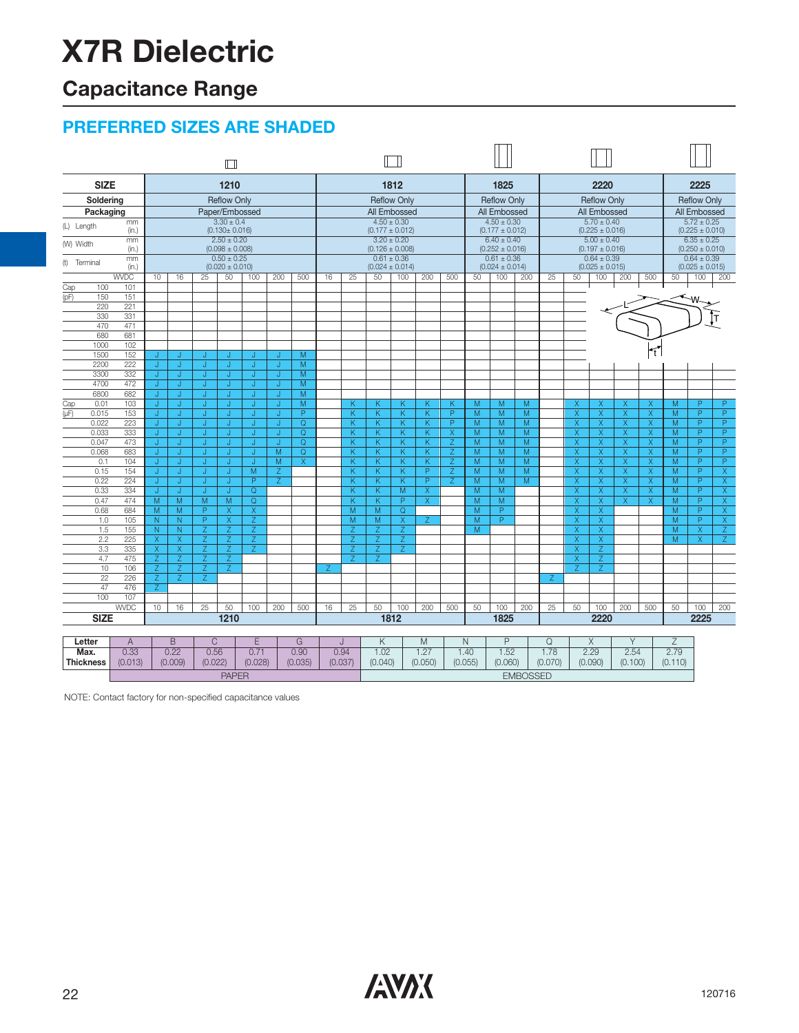# X7R Dielectric

## Capacitance Range

### PREFERRED SIZES ARE SHADED

| SIZE | | | 1210 | | | | | | | 1812 | | | | | | 1825 | | | 2220 | | | | | 2225 | | |
|---|---|---|---|---|---|---|---|---|---|---|---|---|---|---|---|---|---|---|---|---|---|---|---|---|---|---|
| Soldering | | | Reflow Only | | | | | | | Reflow Only | | | | | | Reflow Only | | | Reflow Only | | | | | Reflow Only | | |
| Packaging | | | Paper/Embossed | | | | | | | All Embossed | | | | | | All Embossed | | | All Embossed | | | | | All Embossed | | |
| (L) Length | | mm (in.) | 3.30 ± 0.4 (0.130± 0.016) | | | | | | | 4.50 ± 0.30 (0.177 ± 0.012) | | | | | | 4.50 ± 0.30 (0.177 ± 0.012) | | | 5.70 ± 0.40 (0.225 ± 0.016) | | | | | 5.72 ± 0.25 (0.225 ± 0.010) | | |
| (W) Width | | mm (in.) | 2.50 ± 0.20 (0.098 ± 0.008) | | | | | | | 3.20 ± 0.20 (0.126 ± 0.008) | | | | | | 6.40 ± 0.40 (0.252 ± 0.016) | | | 5.00 ± 0.40 (0.197 ± 0.016) | | | | | 6.35 ± 0.25 (0.250 ± 0.010) | | |
| (t) Terminal | | mm (in.) | 0.50 ± 0.25 (0.020 ± 0.010) | | | | | | | 0.61 ± 0.36 (0.024 ± 0.014) | | | | | | 0.61 ± 0.36 (0.024 ± 0.014) | | | 0.64 ± 0.39 (0.025 ± 0.015) | | | | | 0.64 ± 0.39 (0.025 ± 0.015) | | |
| | | WVDC | 10 | 16 | 25 | 50 | 100 | 200 | 500 | 16 | 25 | 50 | 100 | 200 | 500 | 50 | 100 | 200 | 25 | 50 | 100 | 200 | 500 | 50 | 100 | 200 |
| Cap (pF) | 100 | 101 | | | | | | | | | | | | | | | | | | | | | | | | |
| | 150 | 151 | | | | | | | | | | | | | | | | | | | | | | | | |
| | 220 | 221 | | | | | | | | | | | | | | | | | | | | | | | | |
| | 330 | 331 | | | | | | | | | | | | | | | | | | | | | | | | |
| | 470 | 471 | | | | | | | | | | | | | | | | | | | | | | | | |
| | 680 | 681 | | | | | | | | | | | | | | | | | | | | | | | | |
| | 1000 | 102 | | | | | | | | | | | | | | | | | | | | | | | | |
| | 1500 | 152 | J | J | J | J | J | J | M | | | | | | | | | | | | | | | | | |
| | 2200 | 222 | J | J | J | J | J | J | M | | | | | | | | | | | | | | | | | |
| | 3300 | 332 | J | J | J | J | J | J | M | | | | | | | | | | | | | | | | | |
| | 4700 | 472 | J | J | J | J | J | J | M | | | | | | | | | | | | | | | | | |
| | 6800 | 682 | J | J | J | J | J | J | M | | | | | | | | | | | | | | | | | |
| Cap (μF) | 0.01 | 103 | J | J | J | J | J | J | M | | K | K | K | K | K | M | M | M | | X | X | X | X | M | P | P |
| | 0.015 | 153 | J | J | J | J | J | J | P | | K | K | K | K | P | M | M | M | | X | X | X | X | M | P | P |
| | 0.022 | 223 | J | J | J | J | J | J | Q | | K | K | K | K | P | M | M | M | | X | X | X | X | M | P | P |
| | 0.033 | 333 | J | J | J | J | J | J | Q | | K | K | K | K | X | M | M | M | | X | X | X | X | M | P | P |
| | 0.047 | 473 | J | J | J | J | J | J | Q | | K | K | K | K | Z | M | M | M | | X | X | X | X | M | P | P |
| | 0.068 | 683 | J | J | J | J | J | M | Q | | K | K | K | K | Z | M | M | M | | X | X | X | X | M | P | P |
| | 0.1 | 104 | J | J | J | J | J | M | X | | K | K | K | K | Z | M | M | M | | X | X | X | X | M | P | P |
| | 0.15 | 154 | J | J | J | J | M | Z | | | K | K | K | P | Z | M | M | M | | X | X | X | X | M | P | X |
| | 0.22 | 224 | J | J | J | J | P | Z | | | K | K | K | P | Z | M | M | M | | X | X | X | X | M | P | X |
| | 0.33 | 334 | J | J | J | J | Q | | | | K | K | M | X | | M | M | | | X | X | X | X | M | P | X |
| | 0.47 | 474 | M | M | M | M | Q | | | | K | K | P | X | | M | M | | | X | X | X | X | M | P | X |
| | 0.68 | 684 | M | M | P | X | X | | | | M | M | Q | | | M | P | | | X | X | | | M | P | X |
| | 1.0 | 105 | N | N | P | X | Z | | | | M | M | X | Z | | M | P | | | X | X | | | M | P | X |
| | 1.5 | 155 | N | N | Z | Z | Z | | | | Z | Z | Z | | | M | | | | X | X | | | M | X | Z |
| | 2.2 | 225 | X | X | Z | Z | Z | | | | Z | Z | Z | | | | | | | X | X | | | M | X | Z |
| | 3.3 | 335 | X | X | Z | Z | Z | | | | Z | Z | Z | | | | | | | X | Z | | | | | |
| | 4.7 | 475 | Z | Z | Z | Z | | | | | Z | Z | | | | | | | | X | Z | | | | | |
| | 10 | 106 | Z | Z | Z | Z | | | | Z | | | | | | | | | | Z | Z | | | | | |
| | 22 | 226 | Z | Z | Z | | | | | | | | | | | | | | Z | | | | | | | |
| | 47 | 476 | Z | | | | | | | | | | | | | | | | | | | | | | | |
| | 100 | 107 | | | | | | | | | | | | | | | | | | | | | | | | |
| | | WVDC | 10 | 16 | 25 | 50 | 100 | 200 | 500 | 16 | 25 | 50 | 100 | 200 | 500 | 50 | 100 | 200 | 25 | 50 | 100 | 200 | 500 | 50 | 100 | 200 |
| SIZE | | | 1210 | | | | | | | 1812 | | | | | | 1825 | | | 2220 | | | | | 2225 | | |

| Letter | A | B | C | E | G | J | K | M | N | P | Q | X | Y | Z |
|---|---|---|---|---|---|---|---|---|---|---|---|---|---|---|
| Max. Thickness | 0.33 (0.013) | 0.22 (0.009) | 0.56 (0.022) | 0.71 (0.028) | 0.90 (0.035) | 0.94 (0.037) | 1.02 (0.040) | 1.27 (0.050) | 1.40 (0.055) | 1.52 (0.060) | 1.78 (0.070) | 2.29 (0.090) | 2.54 (0.100) | 2.79 (0.110) |
| | PAPER | | | | | | EMBOSSED | | | | | | | |

NOTE: Contact factory for non-specified capacitance values